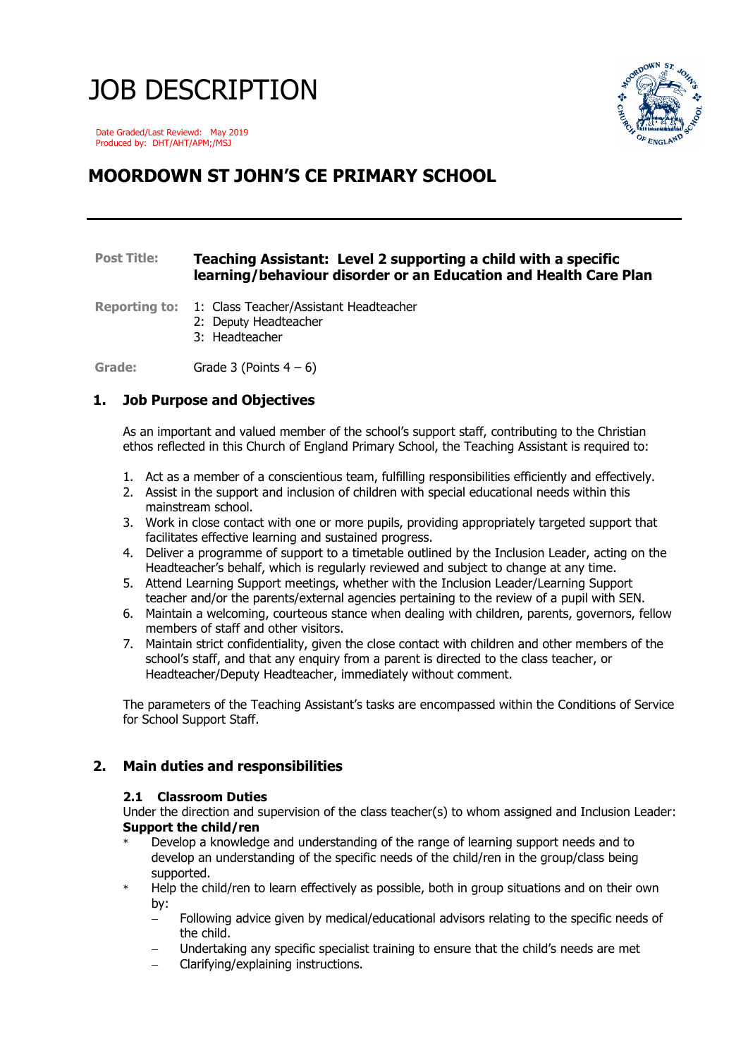# JOB DESCRIPTION

Date Graded/Last Reviewd: May 2019
Produced by: DHT/AHT/APM;/MSJ

## MOORDOWN ST JOHN'S CE PRIMARY SCHOOL

---

**Post Title:** **Teaching Assistant: Level 2 supporting a child with a specific learning/behaviour disorder or an Education and Health Care Plan**

**Reporting to:** 1: Class Teacher/Assistant Headteacher
2: Deputy Headteacher
3: Headteacher

**Grade:** Grade 3 (Points 4 – 6)

### 1. Job Purpose and Objectives

As an important and valued member of the school's support staff, contributing to the Christian ethos reflected in this Church of England Primary School, the Teaching Assistant is required to:

1. Act as a member of a conscientious team, fulfilling responsibilities efficiently and effectively.
2. Assist in the support and inclusion of children with special educational needs within this mainstream school.
3. Work in close contact with one or more pupils, providing appropriately targeted support that facilitates effective learning and sustained progress.
4. Deliver a programme of support to a timetable outlined by the Inclusion Leader, acting on the Headteacher's behalf, which is regularly reviewed and subject to change at any time.
5. Attend Learning Support meetings, whether with the Inclusion Leader/Learning Support teacher and/or the parents/external agencies pertaining to the review of a pupil with SEN.
6. Maintain a welcoming, courteous stance when dealing with children, parents, governors, fellow members of staff and other visitors.
7. Maintain strict confidentiality, given the close contact with children and other members of the school's staff, and that any enquiry from a parent is directed to the class teacher, or Headteacher/Deputy Headteacher, immediately without comment.

The parameters of the Teaching Assistant's tasks are encompassed within the Conditions of Service for School Support Staff.

### 2. Main duties and responsibilities

#### 2.1 Classroom Duties

Under the direction and supervision of the class teacher(s) to whom assigned and Inclusion Leader:

**Support the child/ren**

* Develop a knowledge and understanding of the range of learning support needs and to develop an understanding of the specific needs of the child/ren in the group/class being supported.
* Help the child/ren to learn effectively as possible, both in group situations and on their own by:
    - Following advice given by medical/educational advisors relating to the specific needs of the child.
    - Undertaking any specific specialist training to ensure that the child's needs are met
    - Clarifying/explaining instructions.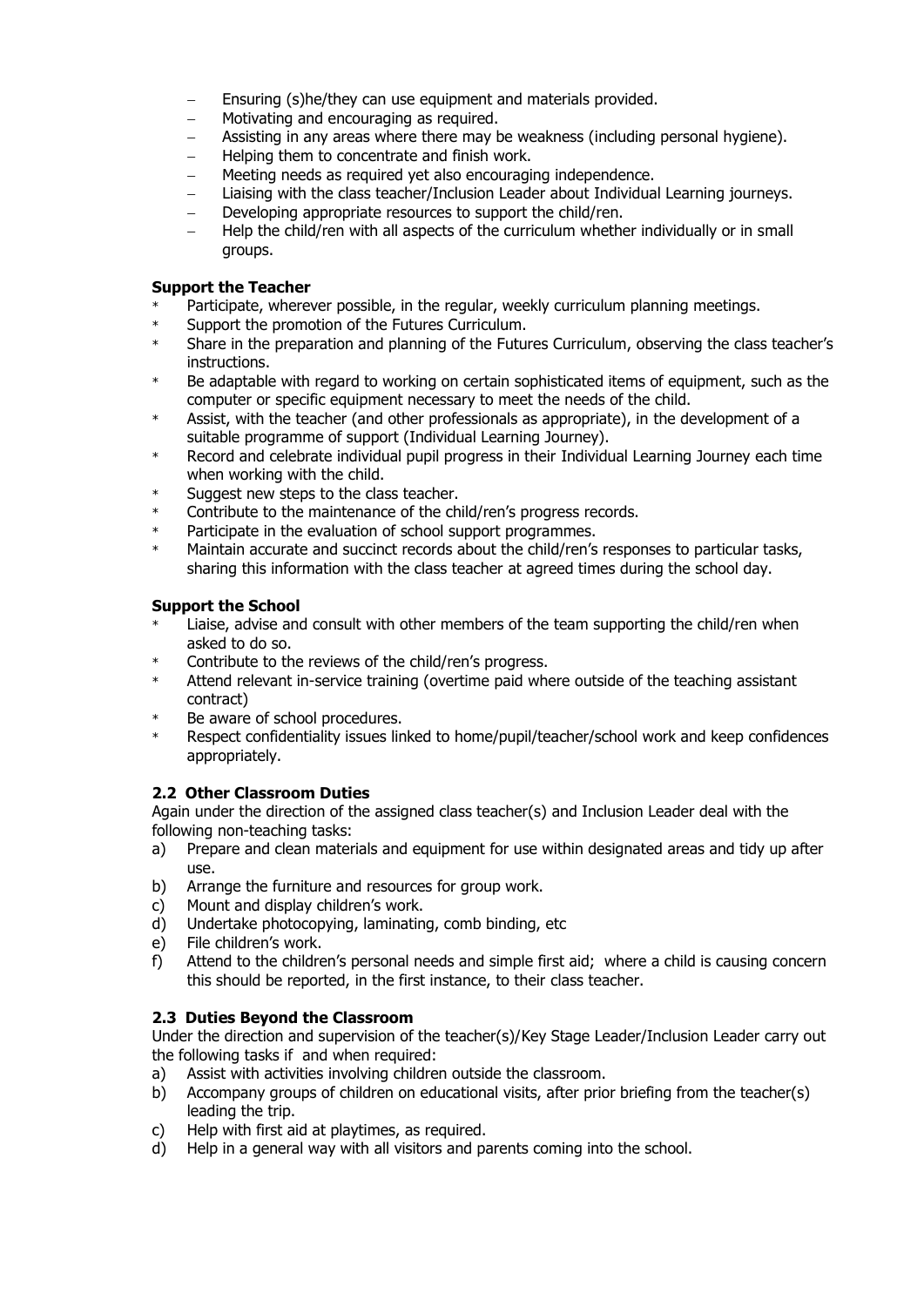- Ensuring (s)he/they can use equipment and materials provided.
- Motivating and encouraging as required.
- Assisting in any areas where there may be weakness (including personal hygiene).
- Helping them to concentrate and finish work.
- Meeting needs as required yet also encouraging independence.
- Liaising with the class teacher/Inclusion Leader about Individual Learning journeys.
- Developing appropriate resources to support the child/ren.
- Help the child/ren with all aspects of the curriculum whether individually or in small groups.

**Support the Teacher**

- Participate, wherever possible, in the regular, weekly curriculum planning meetings.
- Support the promotion of the Futures Curriculum.
- Share in the preparation and planning of the Futures Curriculum, observing the class teacher's instructions.
- Be adaptable with regard to working on certain sophisticated items of equipment, such as the computer or specific equipment necessary to meet the needs of the child.
- Assist, with the teacher (and other professionals as appropriate), in the development of a suitable programme of support (Individual Learning Journey).
- Record and celebrate individual pupil progress in their Individual Learning Journey each time when working with the child.
- Suggest new steps to the class teacher.
- Contribute to the maintenance of the child/ren's progress records.
- Participate in the evaluation of school support programmes.
- Maintain accurate and succinct records about the child/ren's responses to particular tasks, sharing this information with the class teacher at agreed times during the school day.

**Support the School**

- Liaise, advise and consult with other members of the team supporting the child/ren when asked to do so.
- Contribute to the reviews of the child/ren's progress.
- Attend relevant in-service training (overtime paid where outside of the teaching assistant contract)
- Be aware of school procedures.
- Respect confidentiality issues linked to home/pupil/teacher/school work and keep confidences appropriately.

### 2.2 Other Classroom Duties

Again under the direction of the assigned class teacher(s) and Inclusion Leader deal with the following non-teaching tasks:

a) Prepare and clean materials and equipment for use within designated areas and tidy up after use.
b) Arrange the furniture and resources for group work.
c) Mount and display children's work.
d) Undertake photocopying, laminating, comb binding, etc
e) File children's work.
f) Attend to the children's personal needs and simple first aid; where a child is causing concern this should be reported, in the first instance, to their class teacher.

### 2.3 Duties Beyond the Classroom

Under the direction and supervision of the teacher(s)/Key Stage Leader/Inclusion Leader carry out the following tasks if and when required:

a) Assist with activities involving children outside the classroom.
b) Accompany groups of children on educational visits, after prior briefing from the teacher(s) leading the trip.
c) Help with first aid at playtimes, as required.
d) Help in a general way with all visitors and parents coming into the school.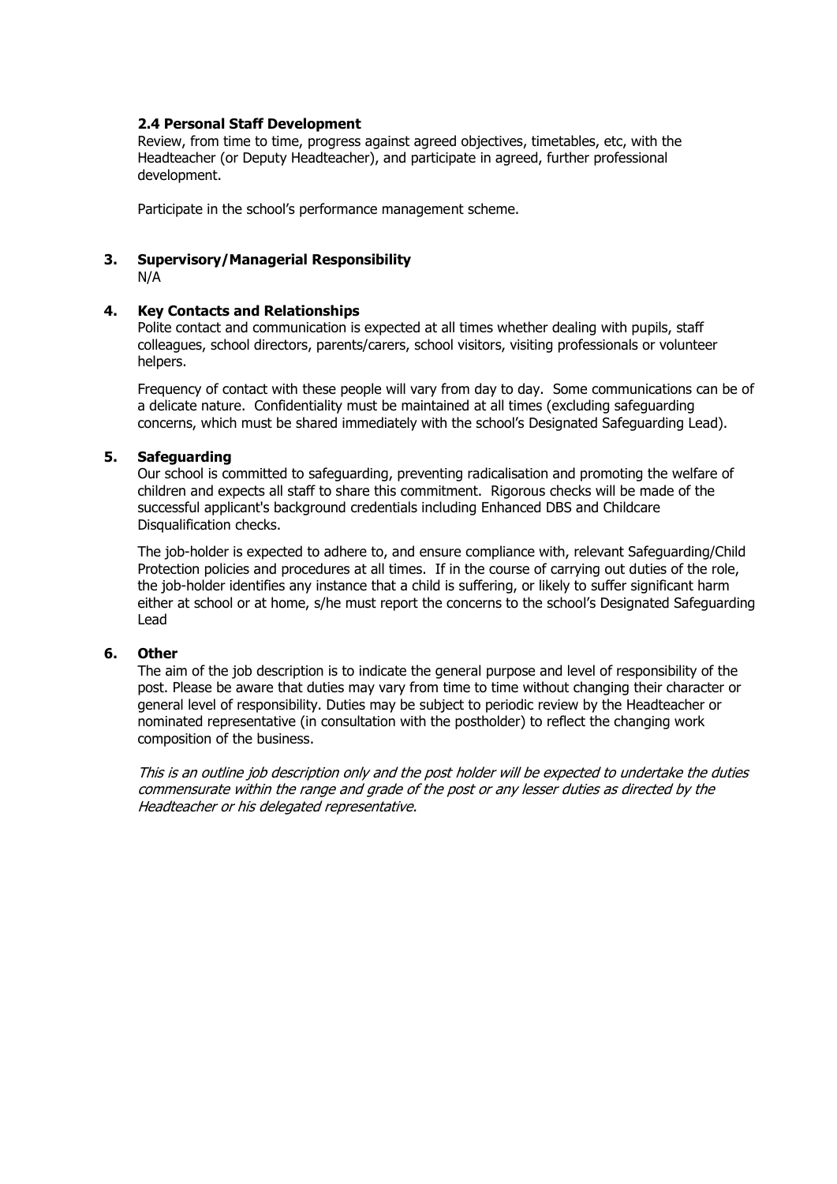### 2.4 Personal Staff Development

Review, from time to time, progress against agreed objectives, timetables, etc, with the Headteacher (or Deputy Headteacher), and participate in agreed, further professional development.

Participate in the school's performance management scheme.

## 3. Supervisory/Managerial Responsibility

N/A

## 4. Key Contacts and Relationships

Polite contact and communication is expected at all times whether dealing with pupils, staff colleagues, school directors, parents/carers, school visitors, visiting professionals or volunteer helpers.

Frequency of contact with these people will vary from day to day. Some communications can be of a delicate nature. Confidentiality must be maintained at all times (excluding safeguarding concerns, which must be shared immediately with the school's Designated Safeguarding Lead).

## 5. Safeguarding

Our school is committed to safeguarding, preventing radicalisation and promoting the welfare of children and expects all staff to share this commitment. Rigorous checks will be made of the successful applicant's background credentials including Enhanced DBS and Childcare Disqualification checks.

The job-holder is expected to adhere to, and ensure compliance with, relevant Safeguarding/Child Protection policies and procedures at all times. If in the course of carrying out duties of the role, the job-holder identifies any instance that a child is suffering, or likely to suffer significant harm either at school or at home, s/he must report the concerns to the school's Designated Safeguarding Lead

## 6. Other

The aim of the job description is to indicate the general purpose and level of responsibility of the post. Please be aware that duties may vary from time to time without changing their character or general level of responsibility. Duties may be subject to periodic review by the Headteacher or nominated representative (in consultation with the postholder) to reflect the changing work composition of the business.

*This is an outline job description only and the post holder will be expected to undertake the duties commensurate within the range and grade of the post or any lesser duties as directed by the Headteacher or his delegated representative.*